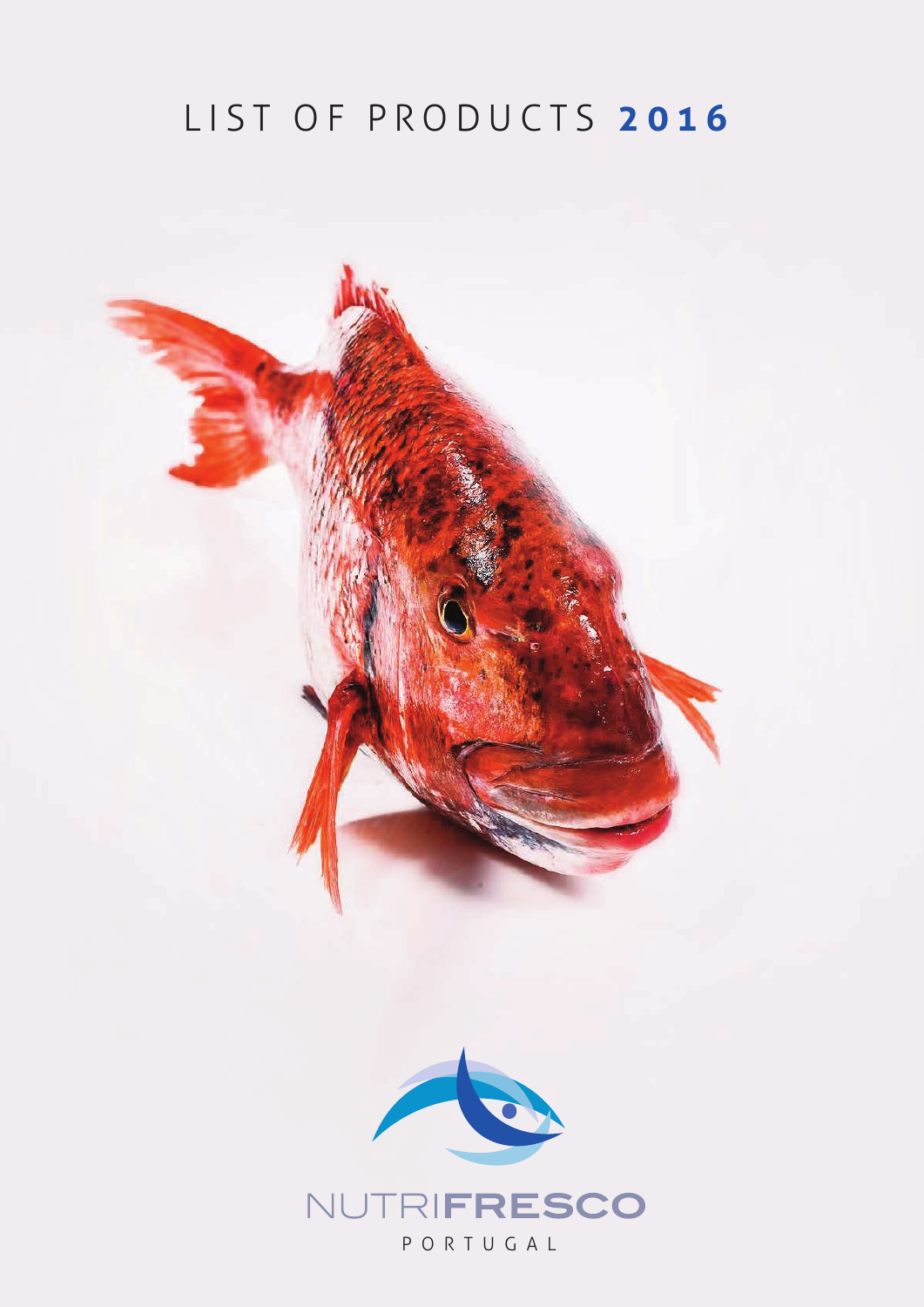# LIST OF PRODUCTS **2016**

NUTRI**FRESCO**

PORTUGAL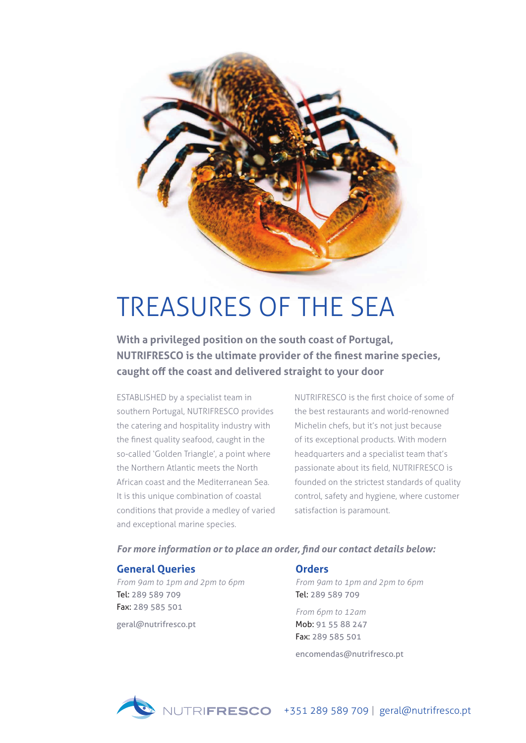# TREASURES OF THE SEA

**With a privileged position on the south coast of Portugal, NUTRIFRESCO is the ultimate provider of the finest marine species, caught off the coast and delivered straight to your door**

ESTABLISHED by a specialist team in southern Portugal, NUTRIFRESCO provides the catering and hospitality industry with the finest quality seafood, caught in the so-called 'Golden Triangle', a point where the Northern Atlantic meets the North African coast and the Mediterranean Sea. It is this unique combination of coastal conditions that provide a medley of varied and exceptional marine species.

NUTRIFRESCO is the first choice of some of the best restaurants and world-renowned Michelin chefs, but it's not just because of its exceptional products. With modern headquarters and a specialist team that's passionate about its field, NUTRIFRESCO is founded on the strictest standards of quality control, safety and hygiene, where customer satisfaction is paramount.

***For more information or to place an order, find our contact details below:***

## General Queries

*From 9am to 1pm and 2pm to 6pm*
Tel: 289 589 709
Fax: 289 585 501

geral@nutrifresco.pt

## Orders

*From 9am to 1pm and 2pm to 6pm*
Tel: 289 589 709

*From 6pm to 12am*
Mob: 91 55 88 247
Fax: 289 585 501

encomendas@nutrifresco.pt

NUTRIFRESCO +351 289 589 709 | geral@nutrifresco.pt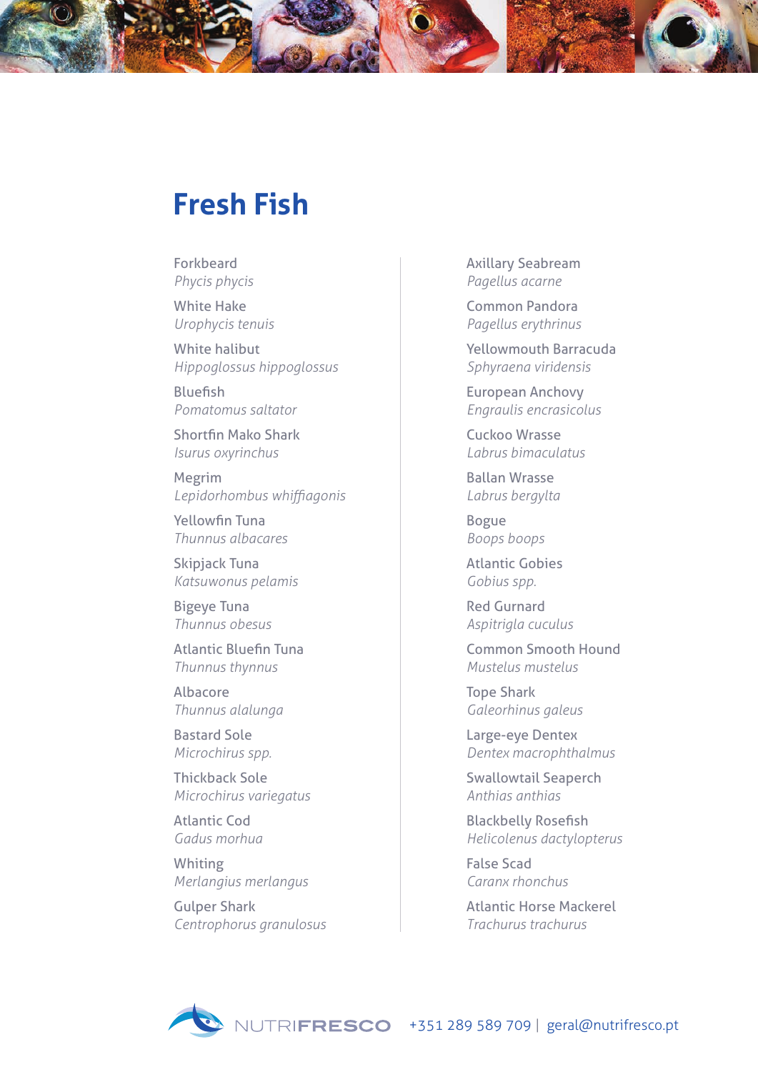# Fresh Fish

Forkbeard
*Phycis phycis*

White Hake
*Urophycis tenuis*

White halibut
*Hippoglossus hippoglossus*

Bluefish
*Pomatomus saltator*

Shortfin Mako Shark
*Isurus oxyrinchus*

Megrim
*Lepidorhombus whiffiagonis*

Yellowfin Tuna
*Thunnus albacares*

Skipjack Tuna
*Katsuwonus pelamis*

Bigeye Tuna
*Thunnus obesus*

Atlantic Bluefin Tuna
*Thunnus thynnus*

Albacore
*Thunnus alalunga*

Bastard Sole
*Microchirus spp.*

Thickback Sole
*Microchirus variegatus*

Atlantic Cod
*Gadus morhua*

Whiting
*Merlangius merlangus*

Gulper Shark
*Centrophorus granulosus*

Axillary Seabream
*Pagellus acarne*

Common Pandora
*Pagellus erythrinus*

Yellowmouth Barracuda
*Sphyraena viridensis*

European Anchovy
*Engraulis encrasicolus*

Cuckoo Wrasse
*Labrus bimaculatus*

Ballan Wrasse
*Labrus bergylta*

Bogue
*Boops boops*

Atlantic Gobies
*Gobius spp.*

Red Gurnard
*Aspitrigla cuculus*

Common Smooth Hound
*Mustelus mustelus*

Tope Shark
*Galeorhinus galeus*

Large-eye Dentex
*Dentex macrophthalmus*

Swallowtail Seaperch
*Anthias anthias*

Blackbelly Rosefish
*Helicolenus dactylopterus*

False Scad
*Caranx rhonchus*

Atlantic Horse Mackerel
*Trachurus trachurus*

NUTRIFRESCO +351 289 589 709 | geral@nutrifresco.pt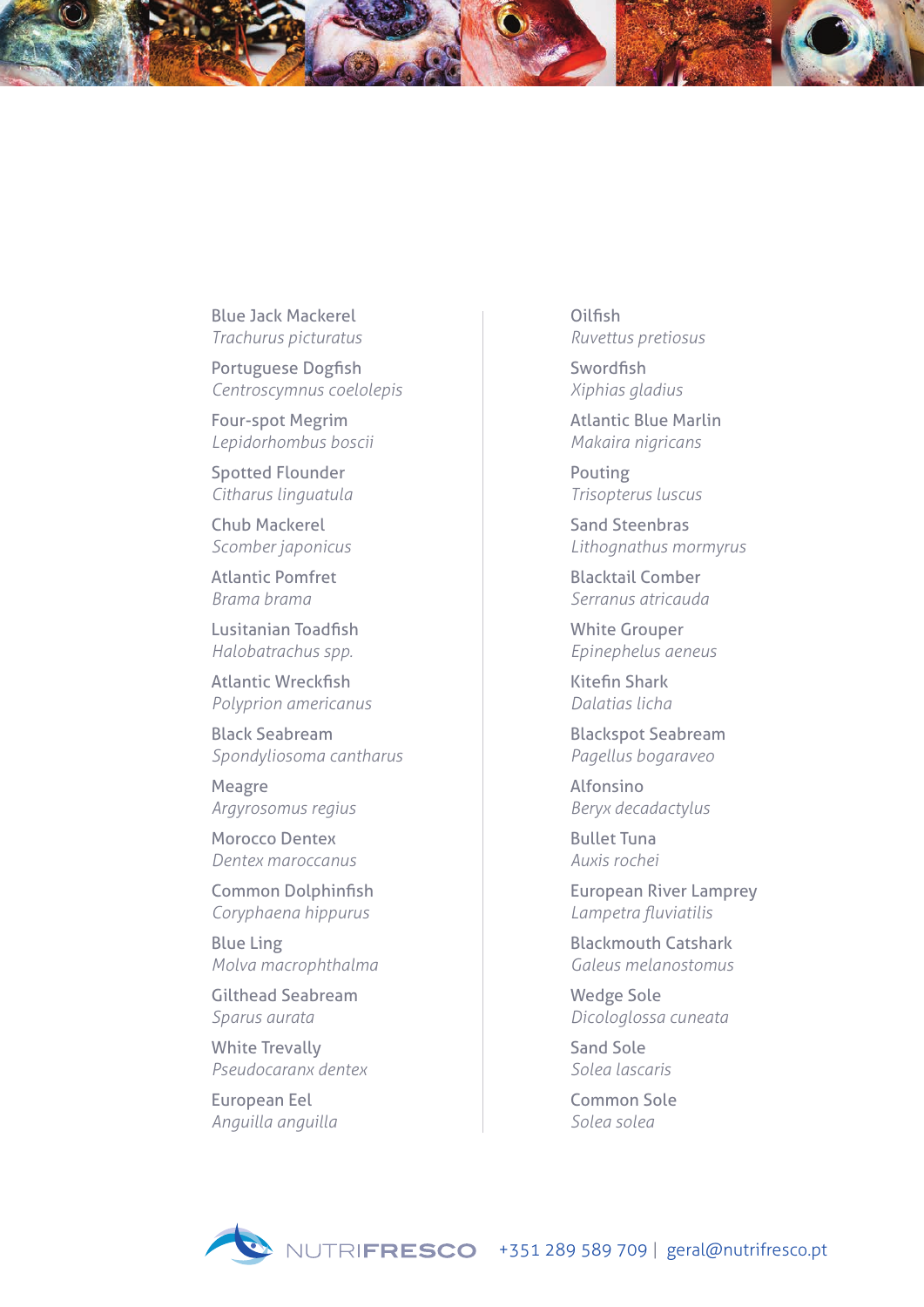Blue Jack Mackerel
*Trachurus picturatus*

Portuguese Dogfish
*Centroscymnus coelolepis*

Four-spot Megrim
*Lepidorhombus boscii*

Spotted Flounder
*Citharus linguatula*

Chub Mackerel
*Scomber japonicus*

Atlantic Pomfret
*Brama brama*

Lusitanian Toadfish
*Halobatrachus spp.*

Atlantic Wreckfish
*Polyprion americanus*

Black Seabream
*Spondyliosoma cantharus*

Meagre
*Argyrosomus regius*

Morocco Dentex
*Dentex maroccanus*

Common Dolphinfish
*Coryphaena hippurus*

Blue Ling
*Molva macrophthalma*

Gilthead Seabream
*Sparus aurata*

White Trevally
*Pseudocaranx dentex*

European Eel
*Anguilla anguilla*

Oilfish
*Ruvettus pretiosus*

Swordfish
*Xiphias gladius*

Atlantic Blue Marlin
*Makaira nigricans*

Pouting
*Trisopterus luscus*

Sand Steenbras
*Lithognathus mormyrus*

Blacktail Comber
*Serranus atricauda*

White Grouper
*Epinephelus aeneus*

Kitefin Shark
*Dalatias licha*

Blackspot Seabream
*Pagellus bogaraveo*

Alfonsino
*Beryx decadactylus*

Bullet Tuna
*Auxis rochei*

European River Lamprey
*Lampetra fluviatilis*

Blackmouth Catshark
*Galeus melanostomus*

Wedge Sole
*Dicologlossa cuneata*

Sand Sole
*Solea lascaris*

Common Sole
*Solea solea*

NUTRIFRESCO +351 289 589 709 | geral@nutrifresco.pt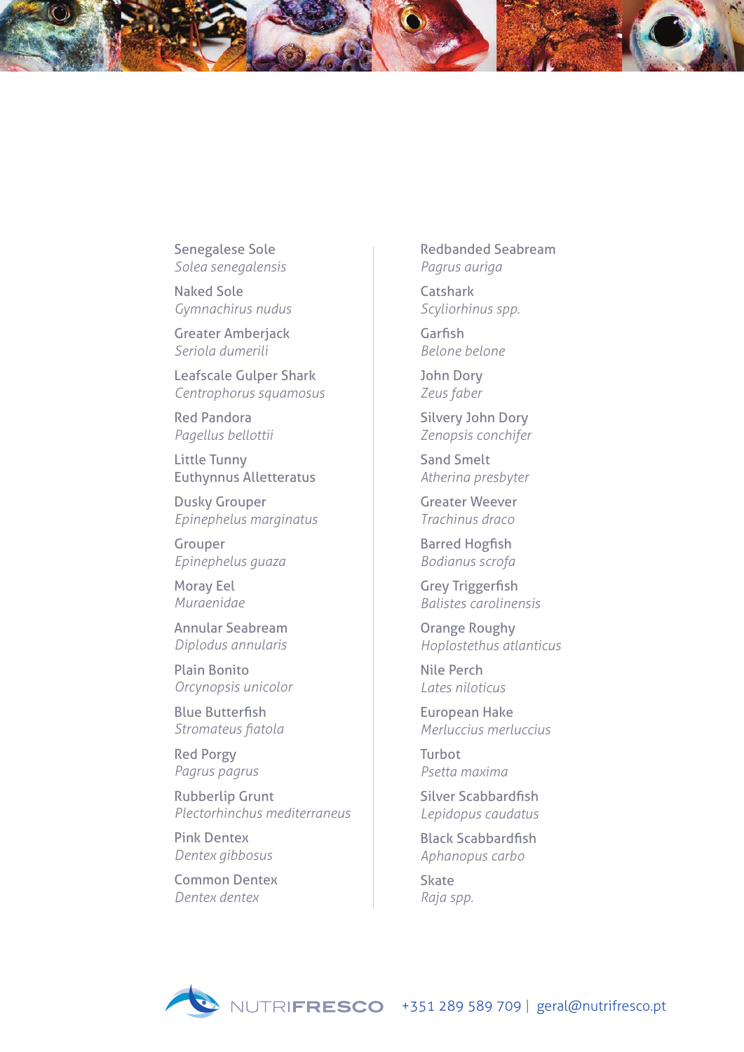Senegalese Sole
*Solea senegalensis*

Naked Sole
*Gymnachirus nudus*

Greater Amberjack
*Seriola dumerili*

Leafscale Gulper Shark
*Centrophorus squamosus*

Red Pandora
*Pagellus bellottii*

Little Tunny
Euthynnus Alletteratus

Dusky Grouper
*Epinephelus marginatus*

Grouper
*Epinephelus guaza*

Moray Eel
*Muraenidae*

Annular Seabream
*Diplodus annularis*

Plain Bonito
*Orcynopsis unicolor*

Blue Butterfish
*Stromateus fiatola*

Red Porgy
*Pagrus pagrus*

Rubberlip Grunt
*Plectorhinchus mediterraneus*

Pink Dentex
*Dentex gibbosus*

Common Dentex
*Dentex dentex*

Redbanded Seabream
*Pagrus auriga*

Catshark
*Scyliorhinus spp.*

Garfish
*Belone belone*

John Dory
*Zeus faber*

Silvery John Dory
*Zenopsis conchifer*

Sand Smelt
*Atherina presbyter*

Greater Weever
*Trachinus draco*

Barred Hogfish
*Bodianus scrofa*

Grey Triggerfish
*Balistes carolinensis*

Orange Roughy
*Hoplostethus atlanticus*

Nile Perch
*Lates niloticus*

European Hake
*Merluccius merluccius*

Turbot
*Psetta maxima*

Silver Scabbardfish
*Lepidopus caudatus*

Black Scabbardfish
*Aphanopus carbo*

Skate
*Raja spp.*

NUTRIFRESCO +351 289 589 709 | geral@nutrifresco.pt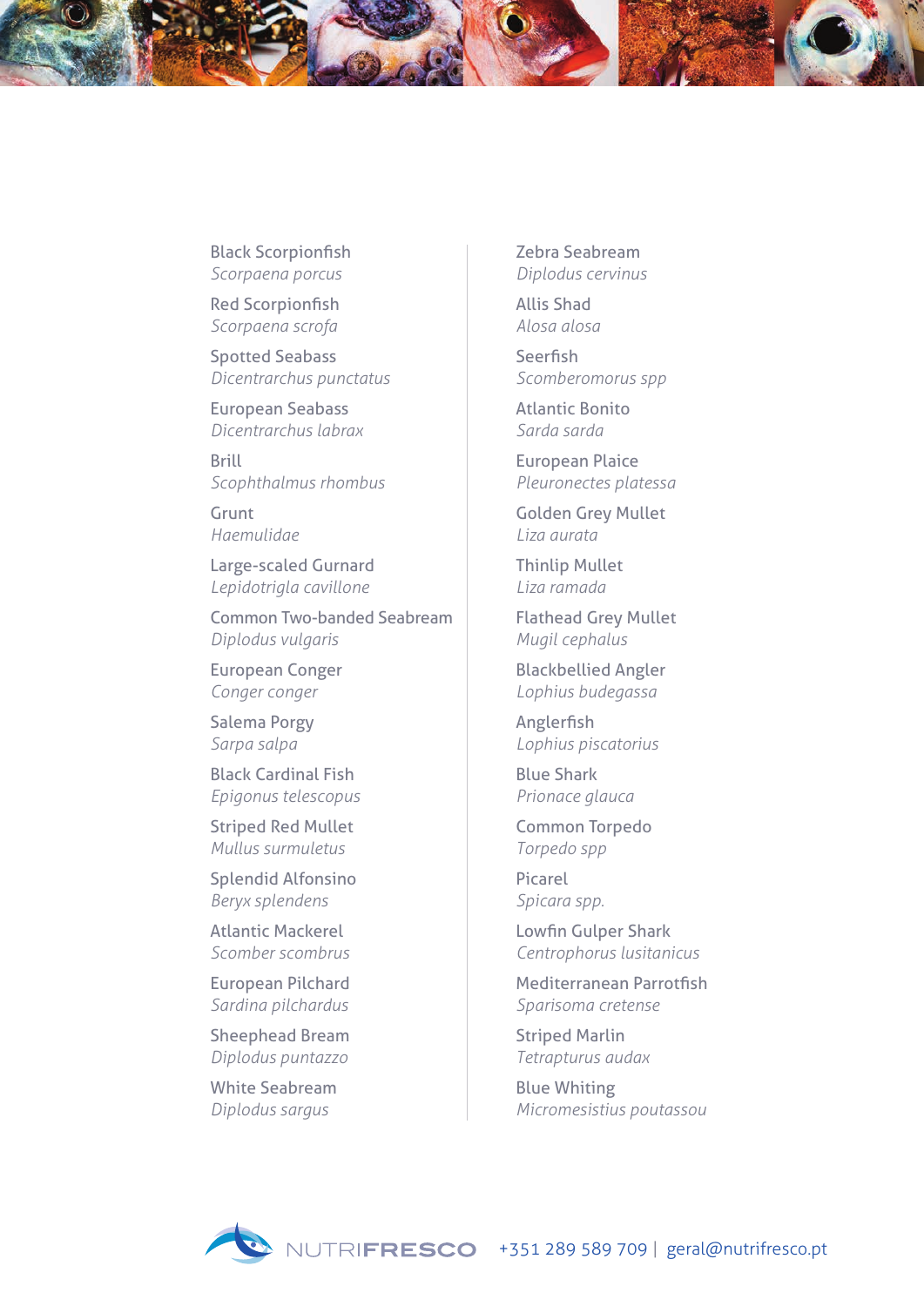Black Scorpionfish
*Scorpaena porcus*

Red Scorpionfish
*Scorpaena scrofa*

Spotted Seabass
*Dicentrarchus punctatus*

European Seabass
*Dicentrarchus labrax*

Brill
*Scophthalmus rhombus*

Grunt
*Haemulidae*

Large-scaled Gurnard
*Lepidotrigla cavillone*

Common Two-banded Seabream
*Diplodus vulgaris*

European Conger
*Conger conger*

Salema Porgy
*Sarpa salpa*

Black Cardinal Fish
*Epigonus telescopus*

Striped Red Mullet
*Mullus surmuletus*

Splendid Alfonsino
*Beryx splendens*

Atlantic Mackerel
*Scomber scombrus*

European Pilchard
*Sardina pilchardus*

Sheephead Bream
*Diplodus puntazzo*

White Seabream
*Diplodus sargus*

Zebra Seabream
*Diplodus cervinus*

Allis Shad
*Alosa alosa*

Seerfish
*Scomberomorus spp*

Atlantic Bonito
*Sarda sarda*

European Plaice
*Pleuronectes platessa*

Golden Grey Mullet
*Liza aurata*

Thinlip Mullet
*Liza ramada*

Flathead Grey Mullet
*Mugil cephalus*

Blackbellied Angler
*Lophius budegassa*

Anglerfish
*Lophius piscatorius*

Blue Shark
*Prionace glauca*

Common Torpedo
*Torpedo spp*

Picarel
*Spicara spp.*

Lowfin Gulper Shark
*Centrophorus lusitanicus*

Mediterranean Parrotfish
*Sparisoma cretense*

Striped Marlin
*Tetrapturus audax*

Blue Whiting
*Micromesistius poutassou*

NUTRIFRESCO +351 289 589 709 | geral@nutrifresco.pt